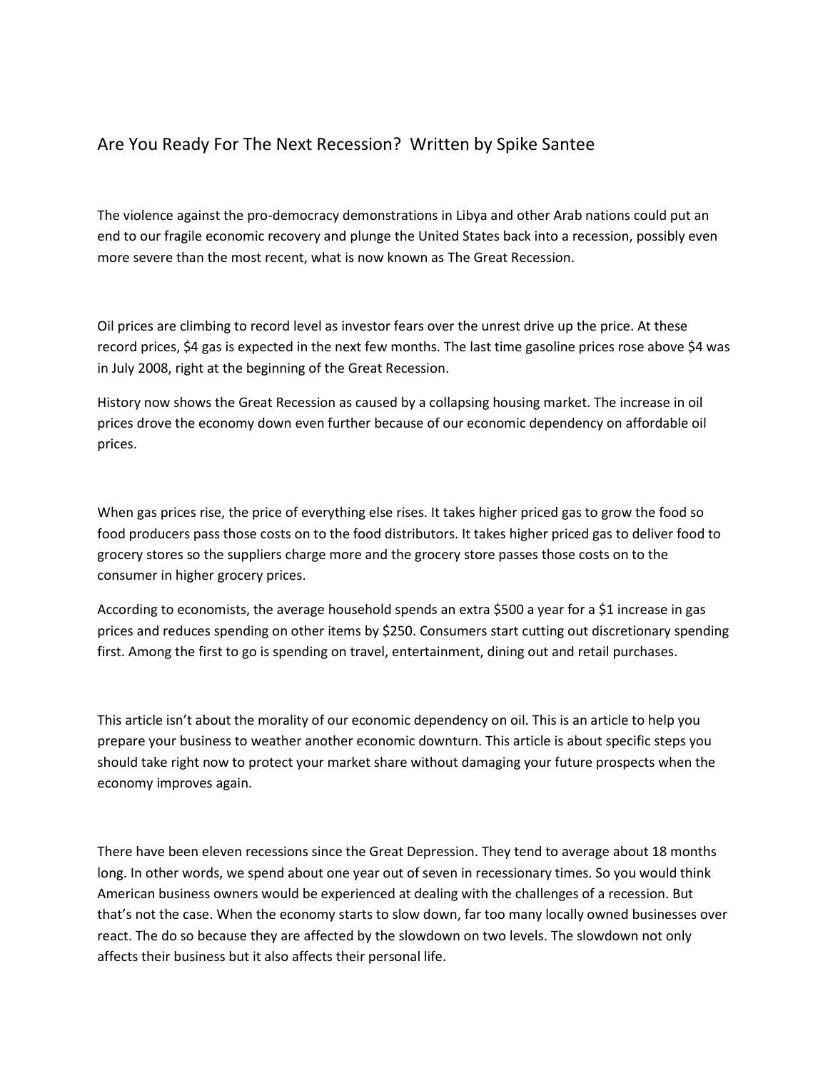# Are You Ready For The Next Recession? Written by Spike Santee

The violence against the pro-democracy demonstrations in Libya and other Arab nations could put an end to our fragile economic recovery and plunge the United States back into a recession, possibly even more severe than the most recent, what is now known as The Great Recession.

Oil prices are climbing to record level as investor fears over the unrest drive up the price. At these record prices, $4 gas is expected in the next few months. The last time gasoline prices rose above $4 was in July 2008, right at the beginning of the Great Recession.

History now shows the Great Recession as caused by a collapsing housing market. The increase in oil prices drove the economy down even further because of our economic dependency on affordable oil prices.

When gas prices rise, the price of everything else rises. It takes higher priced gas to grow the food so food producers pass those costs on to the food distributors. It takes higher priced gas to deliver food to grocery stores so the suppliers charge more and the grocery store passes those costs on to the consumer in higher grocery prices.

According to economists, the average household spends an extra $500 a year for a $1 increase in gas prices and reduces spending on other items by $250. Consumers start cutting out discretionary spending first. Among the first to go is spending on travel, entertainment, dining out and retail purchases.

This article isn't about the morality of our economic dependency on oil. This is an article to help you prepare your business to weather another economic downturn. This article is about specific steps you should take right now to protect your market share without damaging your future prospects when the economy improves again.

There have been eleven recessions since the Great Depression. They tend to average about 18 months long. In other words, we spend about one year out of seven in recessionary times. So you would think American business owners would be experienced at dealing with the challenges of a recession. But that's not the case. When the economy starts to slow down, far too many locally owned businesses over react. The do so because they are affected by the slowdown on two levels. The slowdown not only affects their business but it also affects their personal life.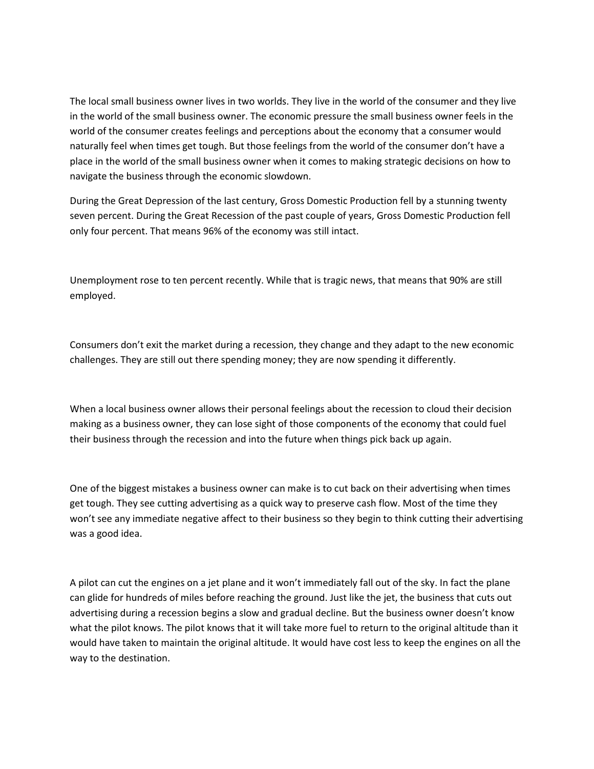The local small business owner lives in two worlds. They live in the world of the consumer and they live in the world of the small business owner. The economic pressure the small business owner feels in the world of the consumer creates feelings and perceptions about the economy that a consumer would naturally feel when times get tough. But those feelings from the world of the consumer don't have a place in the world of the small business owner when it comes to making strategic decisions on how to navigate the business through the economic slowdown.

During the Great Depression of the last century, Gross Domestic Production fell by a stunning twenty seven percent. During the Great Recession of the past couple of years, Gross Domestic Production fell only four percent. That means 96% of the economy was still intact.

Unemployment rose to ten percent recently. While that is tragic news, that means that 90% are still employed.

Consumers don't exit the market during a recession, they change and they adapt to the new economic challenges. They are still out there spending money; they are now spending it differently.

When a local business owner allows their personal feelings about the recession to cloud their decision making as a business owner, they can lose sight of those components of the economy that could fuel their business through the recession and into the future when things pick back up again.

One of the biggest mistakes a business owner can make is to cut back on their advertising when times get tough. They see cutting advertising as a quick way to preserve cash flow. Most of the time they won't see any immediate negative affect to their business so they begin to think cutting their advertising was a good idea.

A pilot can cut the engines on a jet plane and it won't immediately fall out of the sky. In fact the plane can glide for hundreds of miles before reaching the ground. Just like the jet, the business that cuts out advertising during a recession begins a slow and gradual decline. But the business owner doesn't know what the pilot knows. The pilot knows that it will take more fuel to return to the original altitude than it would have taken to maintain the original altitude. It would have cost less to keep the engines on all the way to the destination.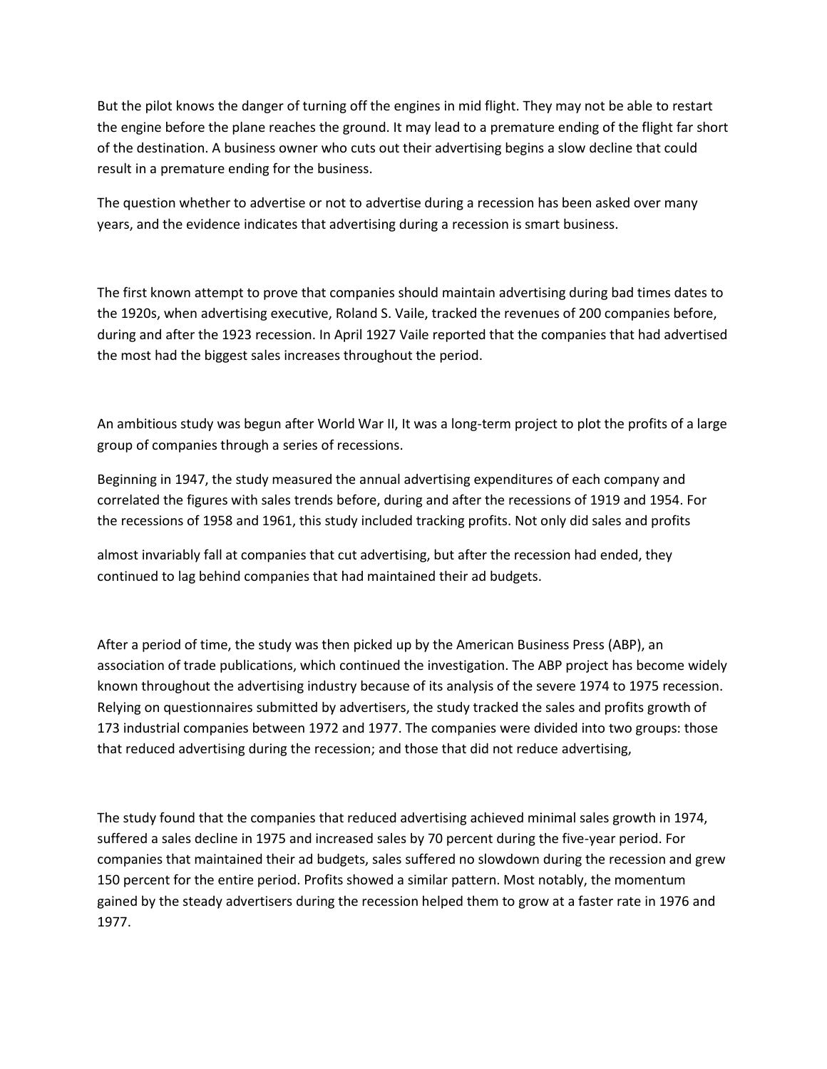But the pilot knows the danger of turning off the engines in mid flight. They may not be able to restart the engine before the plane reaches the ground. It may lead to a premature ending of the flight far short of the destination. A business owner who cuts out their advertising begins a slow decline that could result in a premature ending for the business.

The question whether to advertise or not to advertise during a recession has been asked over many years, and the evidence indicates that advertising during a recession is smart business.

The first known attempt to prove that companies should maintain advertising during bad times dates to the 1920s, when advertising executive, Roland S. Vaile, tracked the revenues of 200 companies before, during and after the 1923 recession. In April 1927 Vaile reported that the companies that had advertised the most had the biggest sales increases throughout the period.

An ambitious study was begun after World War II, It was a long-term project to plot the profits of a large group of companies through a series of recessions.

Beginning in 1947, the study measured the annual advertising expenditures of each company and correlated the figures with sales trends before, during and after the recessions of 1919 and 1954. For the recessions of 1958 and 1961, this study included tracking profits. Not only did sales and profits almost invariably fall at companies that cut advertising, but after the recession had ended, they continued to lag behind companies that had maintained their ad budgets.

After a period of time, the study was then picked up by the American Business Press (ABP), an association of trade publications, which continued the investigation. The ABP project has become widely known throughout the advertising industry because of its analysis of the severe 1974 to 1975 recession. Relying on questionnaires submitted by advertisers, the study tracked the sales and profits growth of 173 industrial companies between 1972 and 1977. The companies were divided into two groups: those that reduced advertising during the recession; and those that did not reduce advertising,

The study found that the companies that reduced advertising achieved minimal sales growth in 1974, suffered a sales decline in 1975 and increased sales by 70 percent during the five-year period. For companies that maintained their ad budgets, sales suffered no slowdown during the recession and grew 150 percent for the entire period. Profits showed a similar pattern. Most notably, the momentum gained by the steady advertisers during the recession helped them to grow at a faster rate in 1976 and 1977.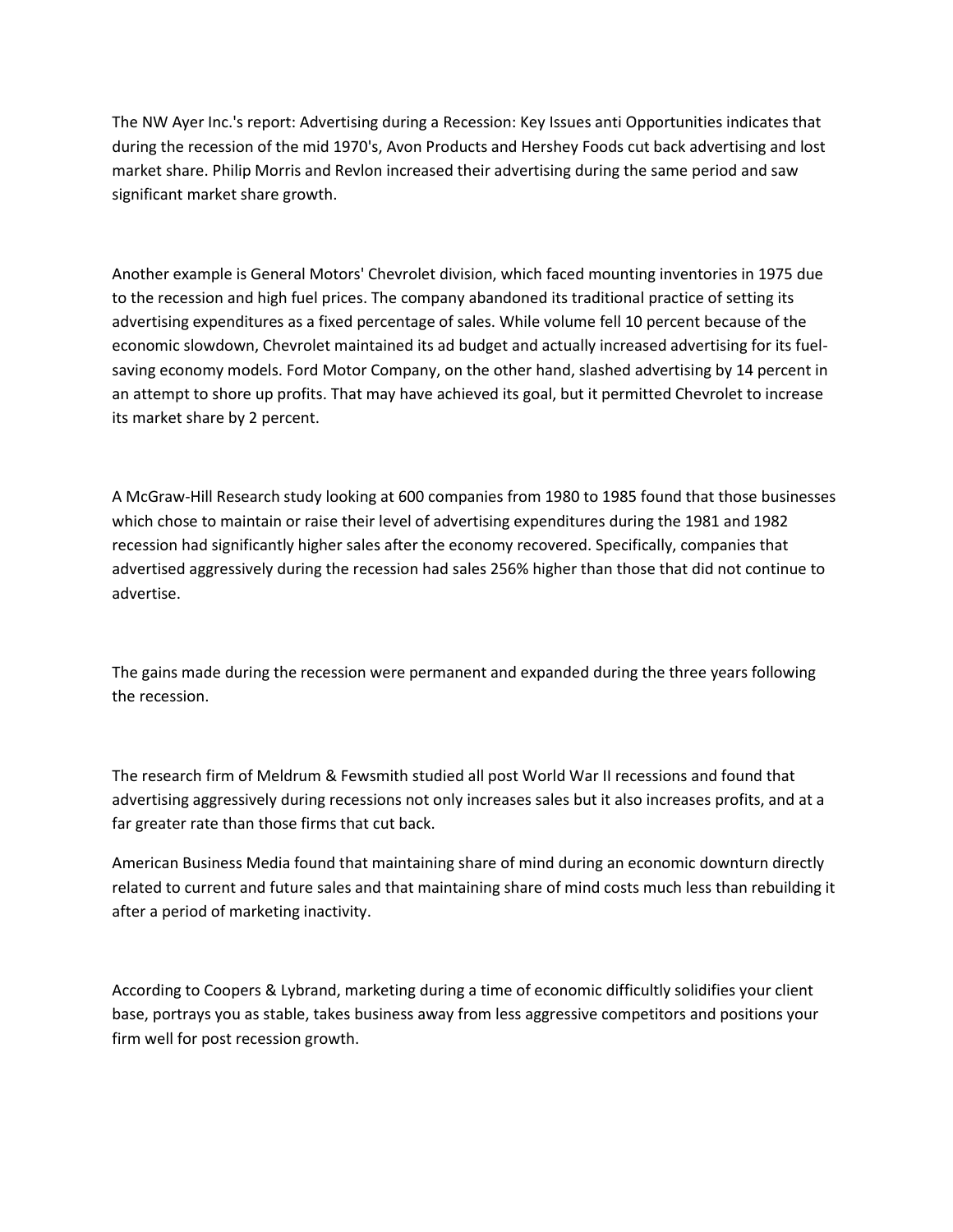The NW Ayer Inc.'s report: Advertising during a Recession: Key Issues anti Opportunities indicates that during the recession of the mid 1970's, Avon Products and Hershey Foods cut back advertising and lost market share. Philip Morris and Revlon increased their advertising during the same period and saw significant market share growth.

Another example is General Motors' Chevrolet division, which faced mounting inventories in 1975 due to the recession and high fuel prices. The company abandoned its traditional practice of setting its advertising expenditures as a fixed percentage of sales. While volume fell 10 percent because of the economic slowdown, Chevrolet maintained its ad budget and actually increased advertising for its fuel-saving economy models. Ford Motor Company, on the other hand, slashed advertising by 14 percent in an attempt to shore up profits. That may have achieved its goal, but it permitted Chevrolet to increase its market share by 2 percent.

A McGraw-Hill Research study looking at 600 companies from 1980 to 1985 found that those businesses which chose to maintain or raise their level of advertising expenditures during the 1981 and 1982 recession had significantly higher sales after the economy recovered. Specifically, companies that advertised aggressively during the recession had sales 256% higher than those that did not continue to advertise.

The gains made during the recession were permanent and expanded during the three years following the recession.

The research firm of Meldrum & Fewsmith studied all post World War II recessions and found that advertising aggressively during recessions not only increases sales but it also increases profits, and at a far greater rate than those firms that cut back.

American Business Media found that maintaining share of mind during an economic downturn directly related to current and future sales and that maintaining share of mind costs much less than rebuilding it after a period of marketing inactivity.

According to Coopers & Lybrand, marketing during a time of economic difficultly solidifies your client base, portrays you as stable, takes business away from less aggressive competitors and positions your firm well for post recession growth.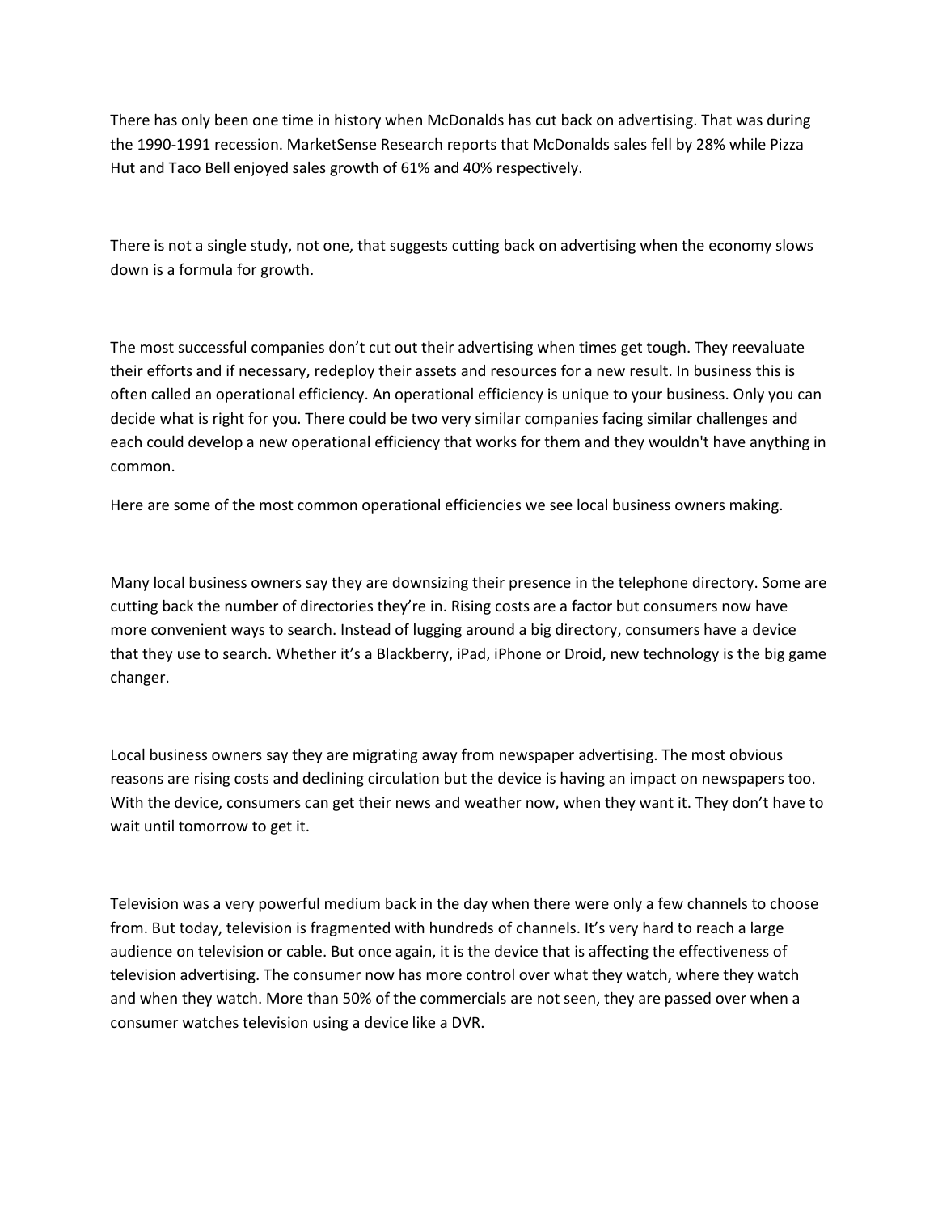There has only been one time in history when McDonalds has cut back on advertising. That was during the 1990-1991 recession. MarketSense Research reports that McDonalds sales fell by 28% while Pizza Hut and Taco Bell enjoyed sales growth of 61% and 40% respectively.

There is not a single study, not one, that suggests cutting back on advertising when the economy slows down is a formula for growth.

The most successful companies don't cut out their advertising when times get tough. They reevaluate their efforts and if necessary, redeploy their assets and resources for a new result. In business this is often called an operational efficiency. An operational efficiency is unique to your business. Only you can decide what is right for you. There could be two very similar companies facing similar challenges and each could develop a new operational efficiency that works for them and they wouldn't have anything in common.

Here are some of the most common operational efficiencies we see local business owners making.

Many local business owners say they are downsizing their presence in the telephone directory. Some are cutting back the number of directories they're in. Rising costs are a factor but consumers now have more convenient ways to search. Instead of lugging around a big directory, consumers have a device that they use to search. Whether it's a Blackberry, iPad, iPhone or Droid, new technology is the big game changer.

Local business owners say they are migrating away from newspaper advertising. The most obvious reasons are rising costs and declining circulation but the device is having an impact on newspapers too. With the device, consumers can get their news and weather now, when they want it. They don't have to wait until tomorrow to get it.

Television was a very powerful medium back in the day when there were only a few channels to choose from. But today, television is fragmented with hundreds of channels. It's very hard to reach a large audience on television or cable. But once again, it is the device that is affecting the effectiveness of television advertising. The consumer now has more control over what they watch, where they watch and when they watch. More than 50% of the commercials are not seen, they are passed over when a consumer watches television using a device like a DVR.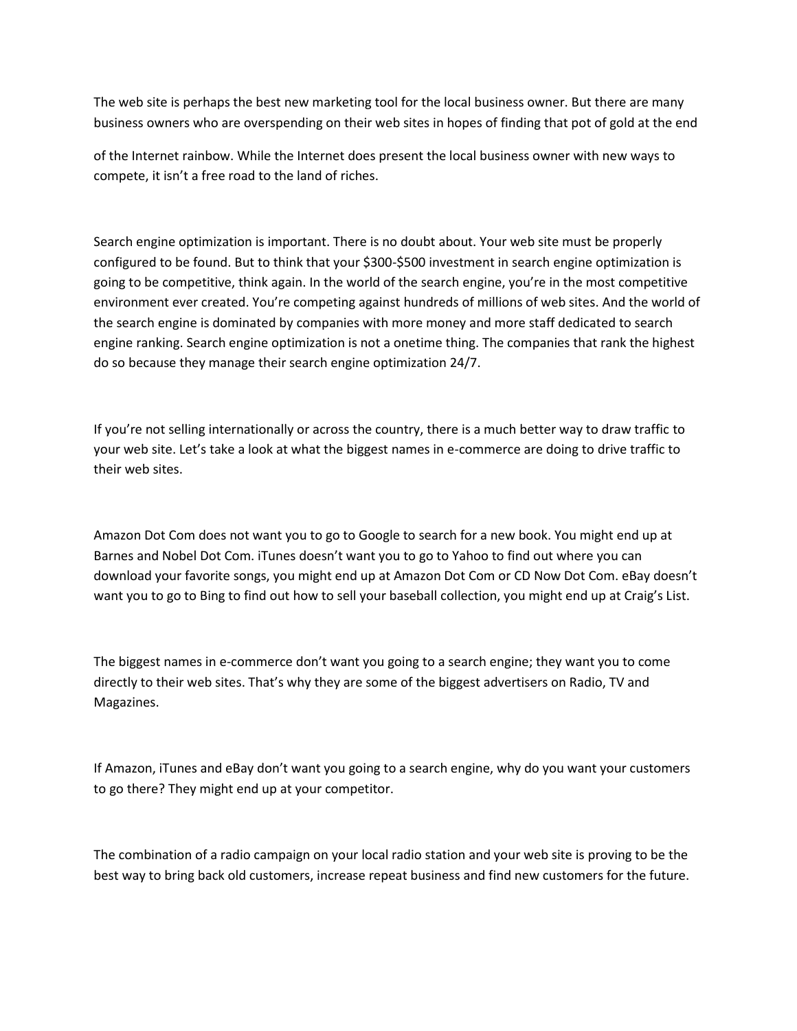The web site is perhaps the best new marketing tool for the local business owner. But there are many business owners who are overspending on their web sites in hopes of finding that pot of gold at the end of the Internet rainbow. While the Internet does present the local business owner with new ways to compete, it isn't a free road to the land of riches.

Search engine optimization is important. There is no doubt about. Your web site must be properly configured to be found. But to think that your $300-$500 investment in search engine optimization is going to be competitive, think again. In the world of the search engine, you're in the most competitive environment ever created. You're competing against hundreds of millions of web sites. And the world of the search engine is dominated by companies with more money and more staff dedicated to search engine ranking. Search engine optimization is not a onetime thing. The companies that rank the highest do so because they manage their search engine optimization 24/7.

If you're not selling internationally or across the country, there is a much better way to draw traffic to your web site. Let's take a look at what the biggest names in e-commerce are doing to drive traffic to their web sites.

Amazon Dot Com does not want you to go to Google to search for a new book. You might end up at Barnes and Nobel Dot Com. iTunes doesn't want you to go to Yahoo to find out where you can download your favorite songs, you might end up at Amazon Dot Com or CD Now Dot Com. eBay doesn't want you to go to Bing to find out how to sell your baseball collection, you might end up at Craig's List.

The biggest names in e-commerce don't want you going to a search engine; they want you to come directly to their web sites. That's why they are some of the biggest advertisers on Radio, TV and Magazines.

If Amazon, iTunes and eBay don't want you going to a search engine, why do you want your customers to go there? They might end up at your competitor.

The combination of a radio campaign on your local radio station and your web site is proving to be the best way to bring back old customers, increase repeat business and find new customers for the future.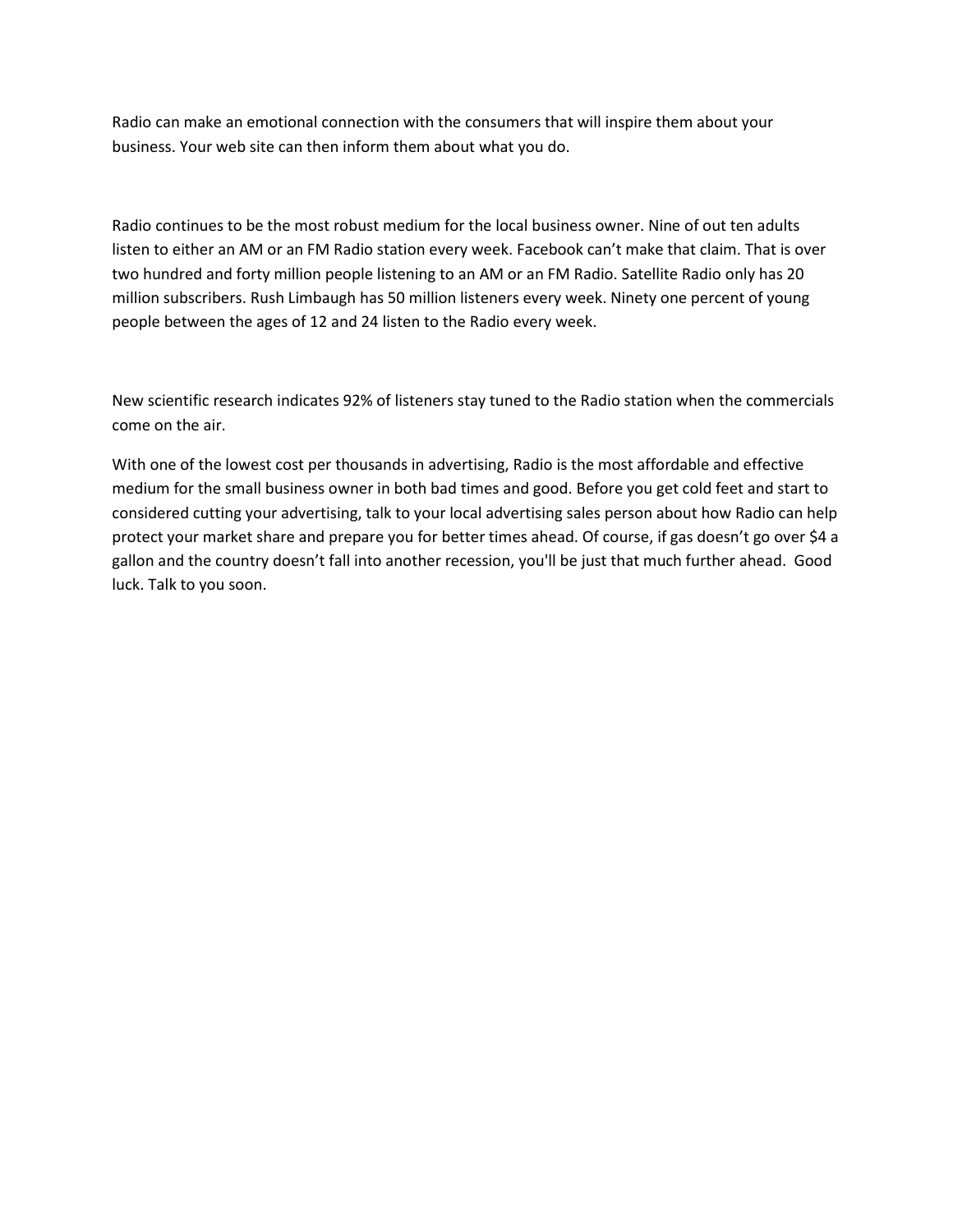Radio can make an emotional connection with the consumers that will inspire them about your business. Your web site can then inform them about what you do.

Radio continues to be the most robust medium for the local business owner. Nine of out ten adults listen to either an AM or an FM Radio station every week. Facebook can't make that claim. That is over two hundred and forty million people listening to an AM or an FM Radio. Satellite Radio only has 20 million subscribers. Rush Limbaugh has 50 million listeners every week. Ninety one percent of young people between the ages of 12 and 24 listen to the Radio every week.

New scientific research indicates 92% of listeners stay tuned to the Radio station when the commercials come on the air.

With one of the lowest cost per thousands in advertising, Radio is the most affordable and effective medium for the small business owner in both bad times and good. Before you get cold feet and start to considered cutting your advertising, talk to your local advertising sales person about how Radio can help protect your market share and prepare you for better times ahead. Of course, if gas doesn't go over $4 a gallon and the country doesn't fall into another recession, you'll be just that much further ahead. Good luck. Talk to you soon.